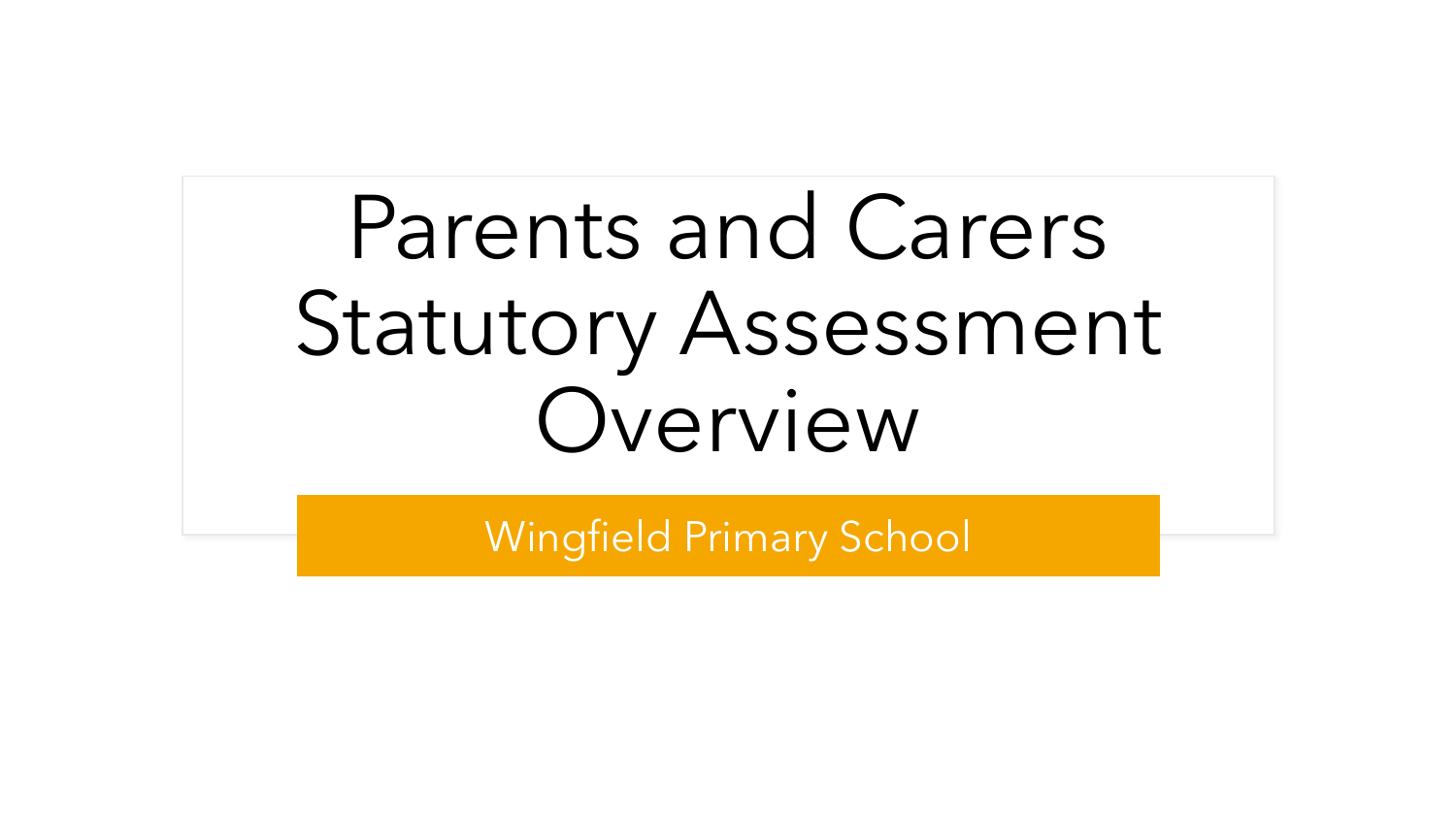# Parents and Carers Statutory Assessment Overview

Wingfield Primary School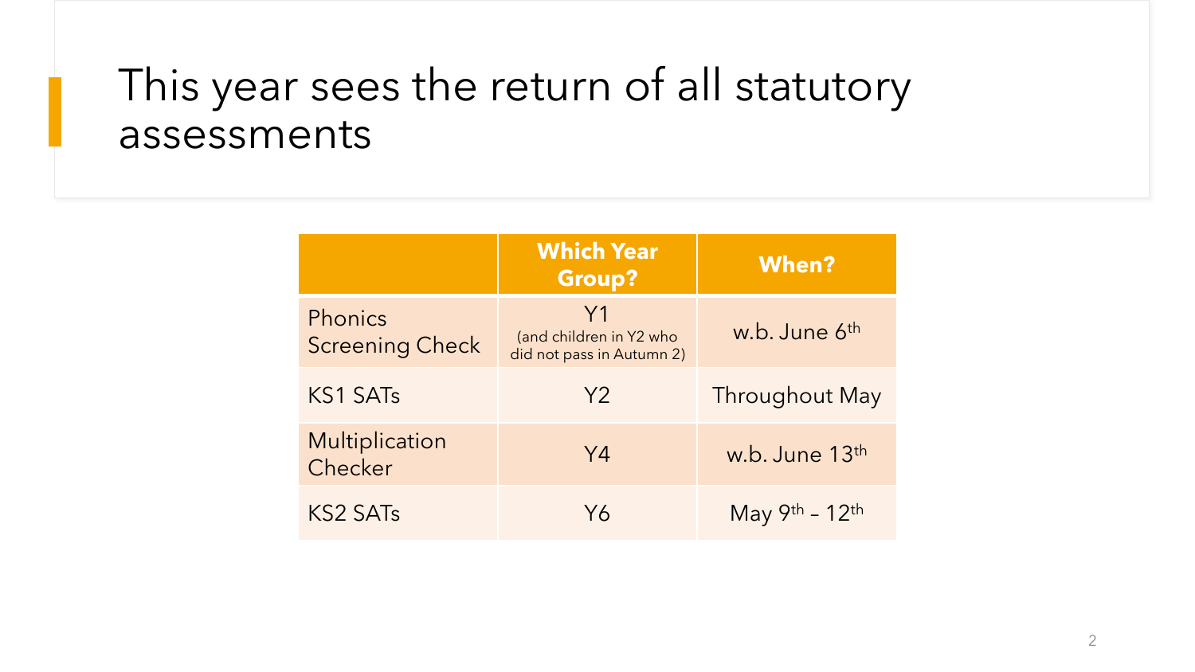# This year sees the return of all statutory assessments

| | Which Year Group? | When? |
| --- | --- | --- |
| Phonics Screening Check | Y1 (and children in Y2 who did not pass in Autumn 2) | w.b. June 6th |
| KS1 SATs | Y2 | Throughout May |
| Multiplication Checker | Y4 | w.b. June 13th |
| KS2 SATs | Y6 | May 9th – 12th |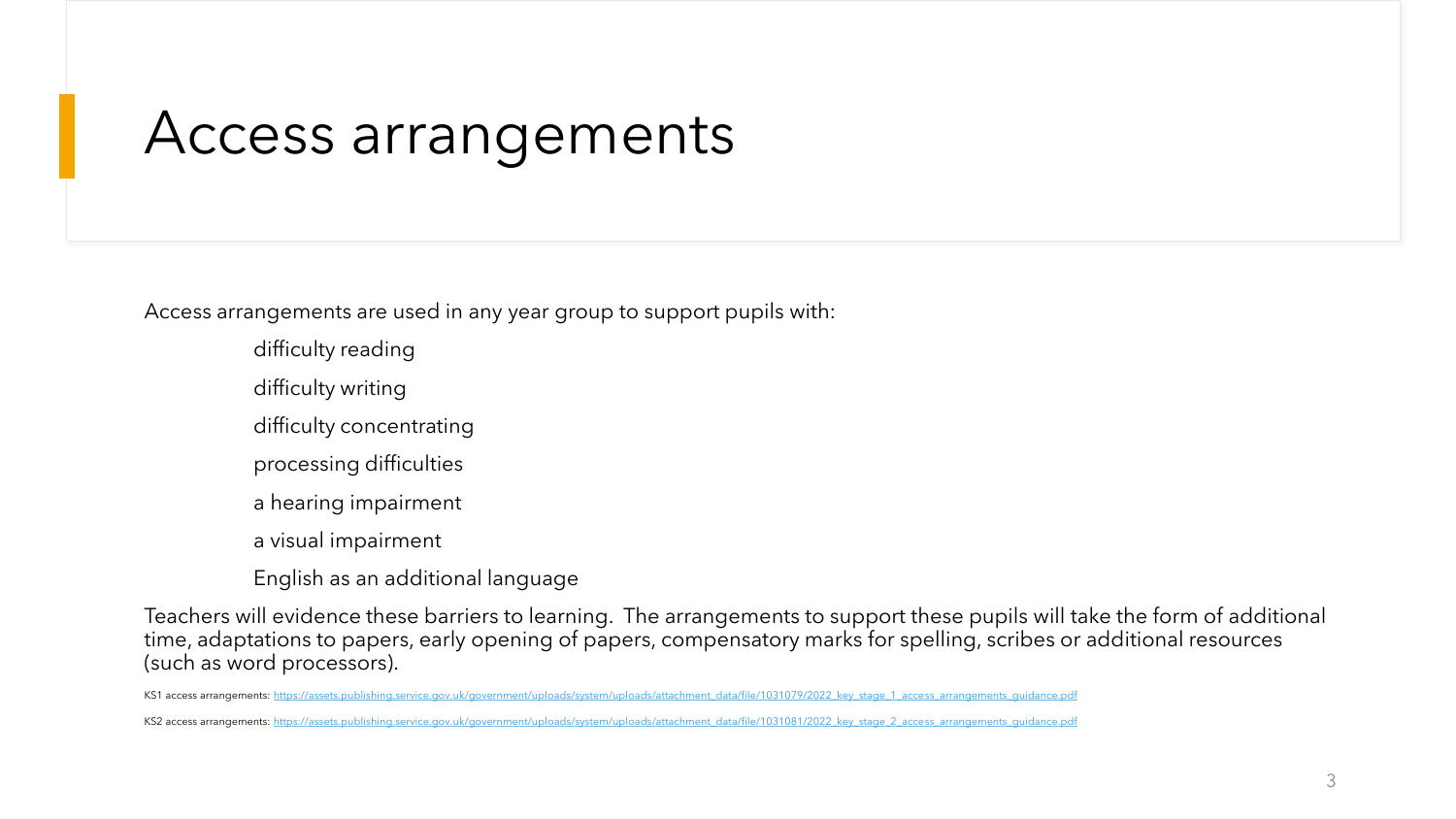# Access arrangements

Access arrangements are used in any year group to support pupils with:

- difficulty reading
- difficulty writing
- difficulty concentrating
- processing difficulties
- a hearing impairment
- a visual impairment
- English as an additional language

Teachers will evidence these barriers to learning. The arrangements to support these pupils will take the form of additional time, adaptations to papers, early opening of papers, compensatory marks for spelling, scribes or additional resources (such as word processors).

KS1 access arrangements: https://assets.publishing.service.gov.uk/government/uploads/system/uploads/attachment_data/file/1031079/2022_key_stage_1_access_arrangements_guidance.pdf

KS2 access arrangements: https://assets.publishing.service.gov.uk/government/uploads/system/uploads/attachment_data/file/1031081/2022_key_stage_2_access_arrangements_guidance.pdf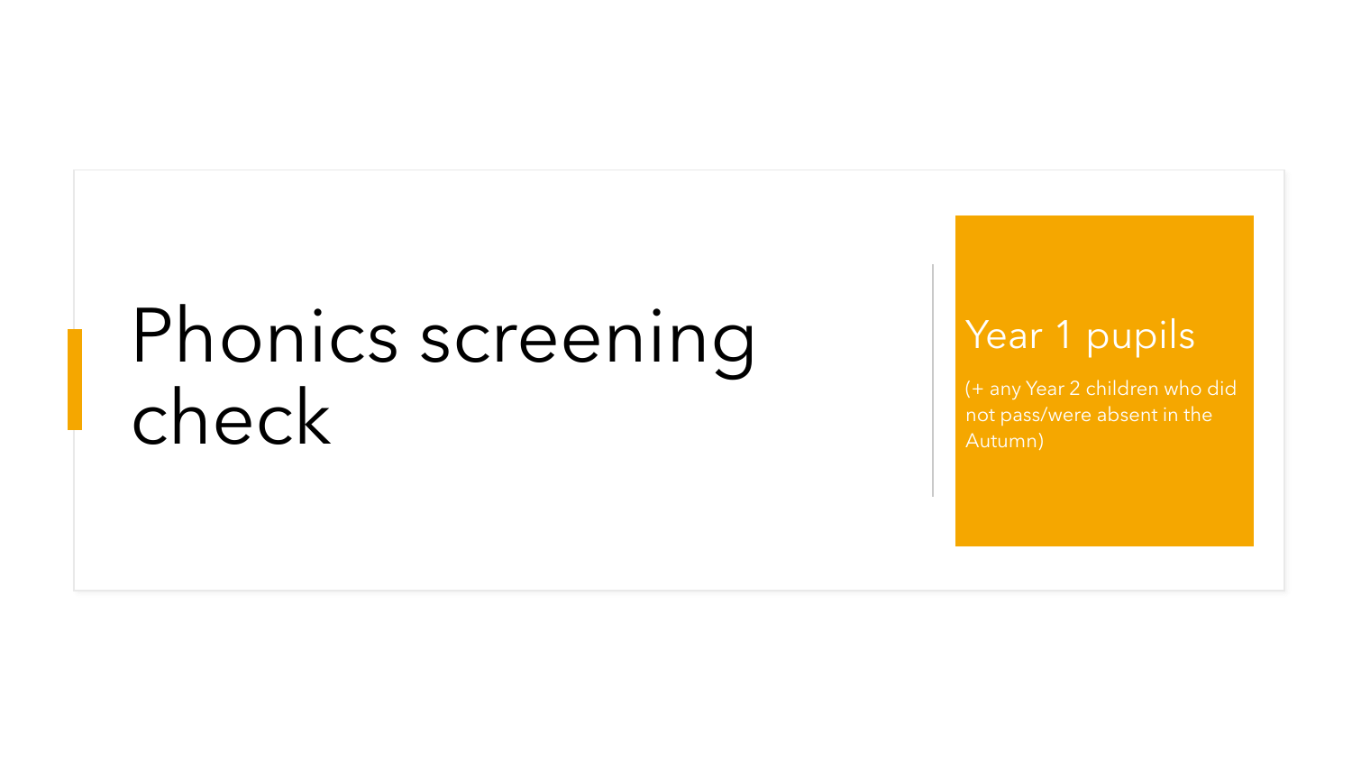# Phonics screening check

## Year 1 pupils

(+ any Year 2 children who did not pass/were absent in the Autumn)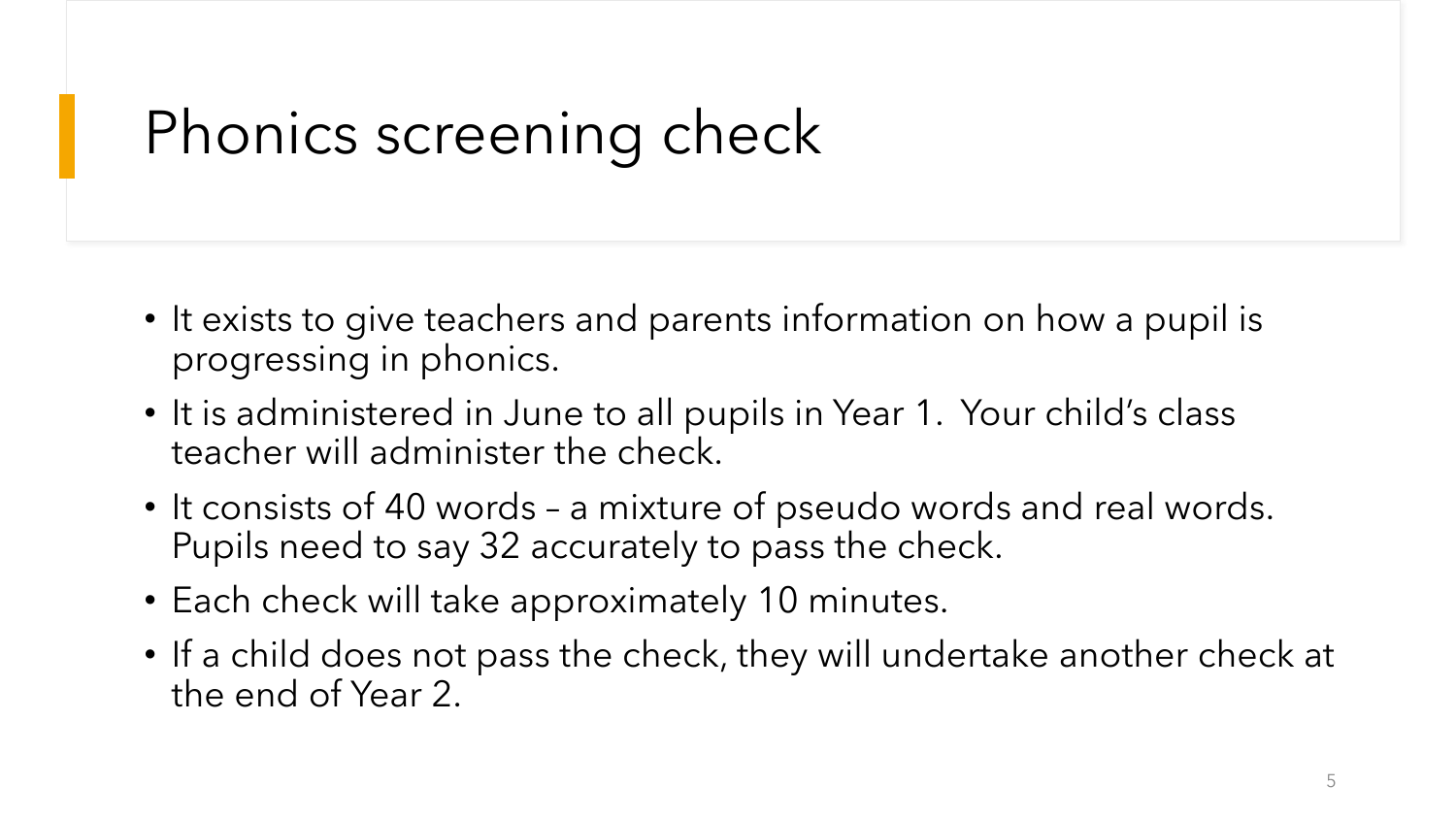# Phonics screening check

- It exists to give teachers and parents information on how a pupil is progressing in phonics.
- It is administered in June to all pupils in Year 1. Your child's class teacher will administer the check.
- It consists of 40 words – a mixture of pseudo words and real words. Pupils need to say 32 accurately to pass the check.
- Each check will take approximately 10 minutes.
- If a child does not pass the check, they will undertake another check at the end of Year 2.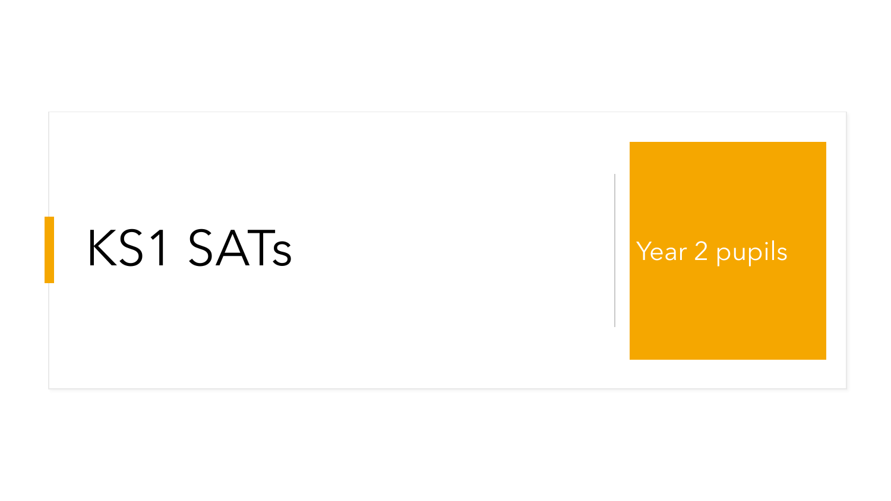# KS1 SATs

Year 2 pupils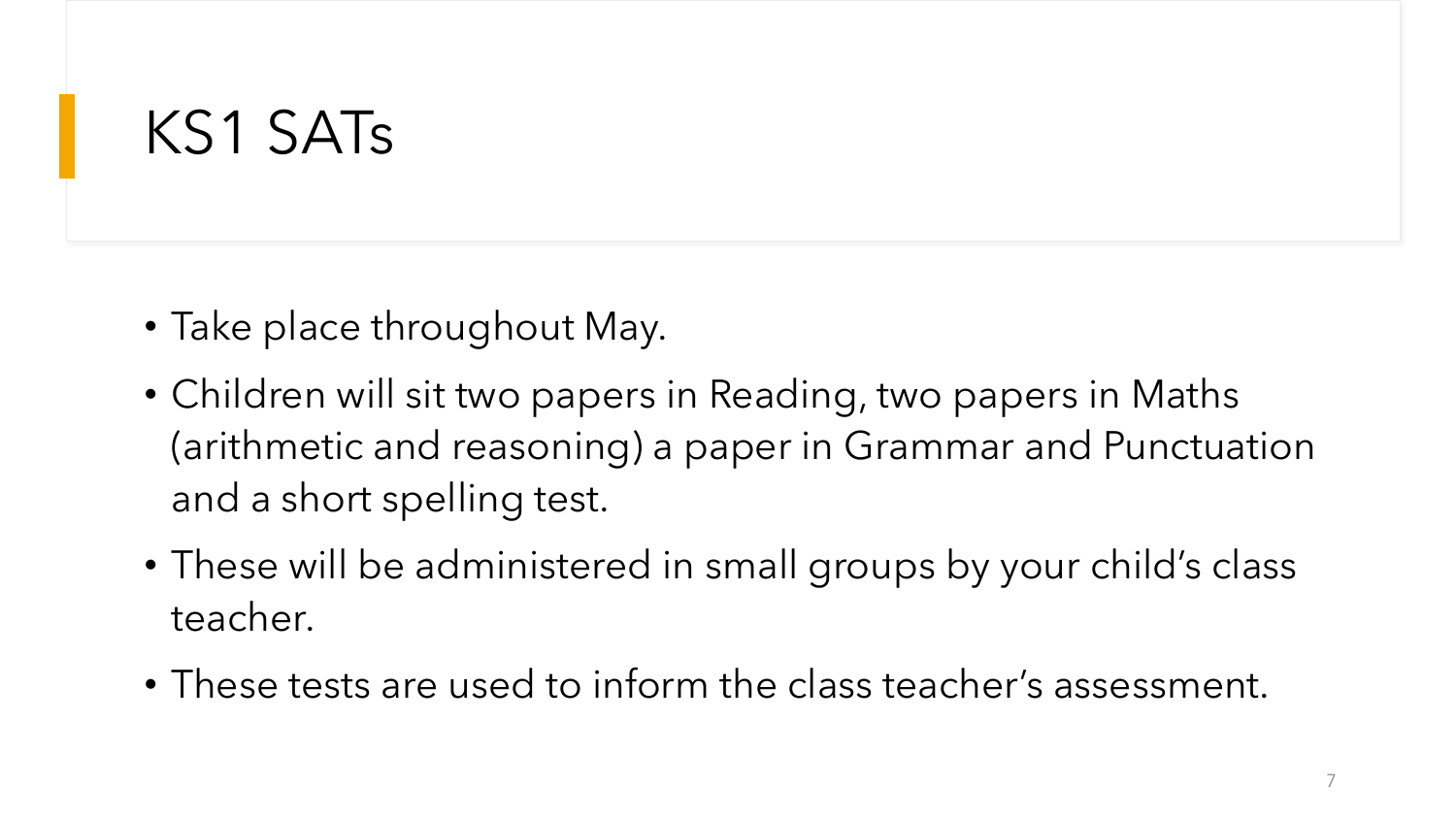# KS1 SATs

- Take place throughout May.
- Children will sit two papers in Reading, two papers in Maths (arithmetic and reasoning) a paper in Grammar and Punctuation and a short spelling test.
- These will be administered in small groups by your child's class teacher.
- These tests are used to inform the class teacher's assessment.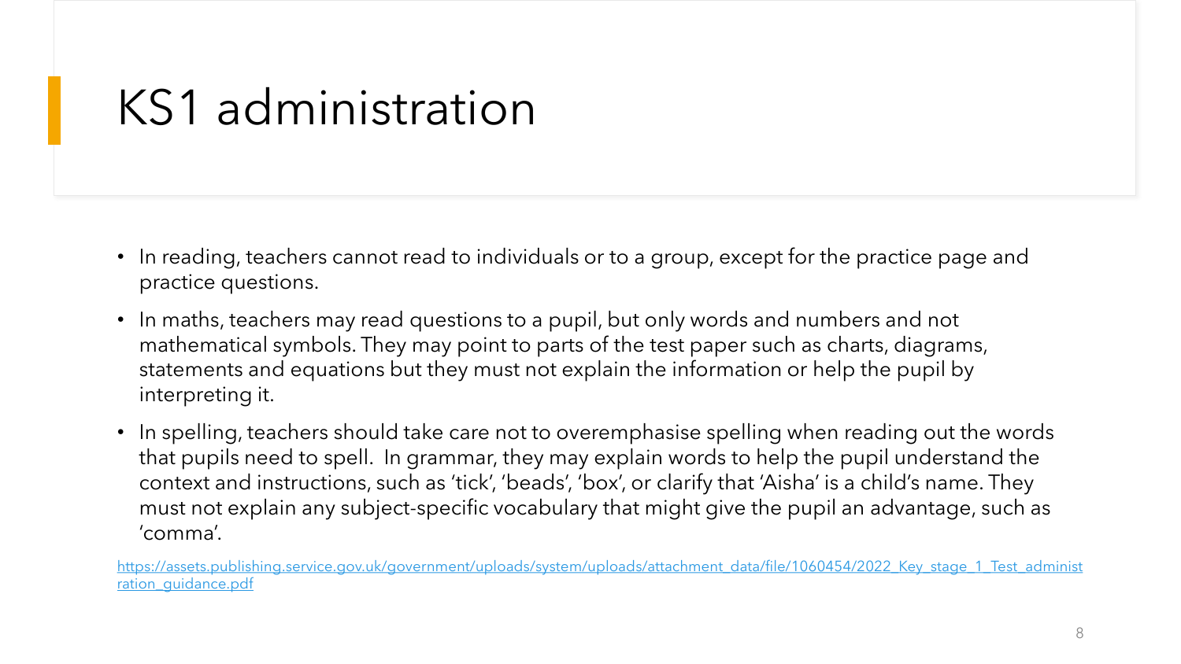# KS1 administration

- In reading, teachers cannot read to individuals or to a group, except for the practice page and practice questions.
- In maths, teachers may read questions to a pupil, but only words and numbers and not mathematical symbols. They may point to parts of the test paper such as charts, diagrams, statements and equations but they must not explain the information or help the pupil by interpreting it.
- In spelling, teachers should take care not to overemphasise spelling when reading out the words that pupils need to spell. In grammar, they may explain words to help the pupil understand the context and instructions, such as 'tick', 'beads', 'box', or clarify that 'Aisha' is a child's name. They must not explain any subject-specific vocabulary that might give the pupil an advantage, such as 'comma'.

https://assets.publishing.service.gov.uk/government/uploads/system/uploads/attachment_data/file/1060454/2022_Key_stage_1_Test_administration_guidance.pdf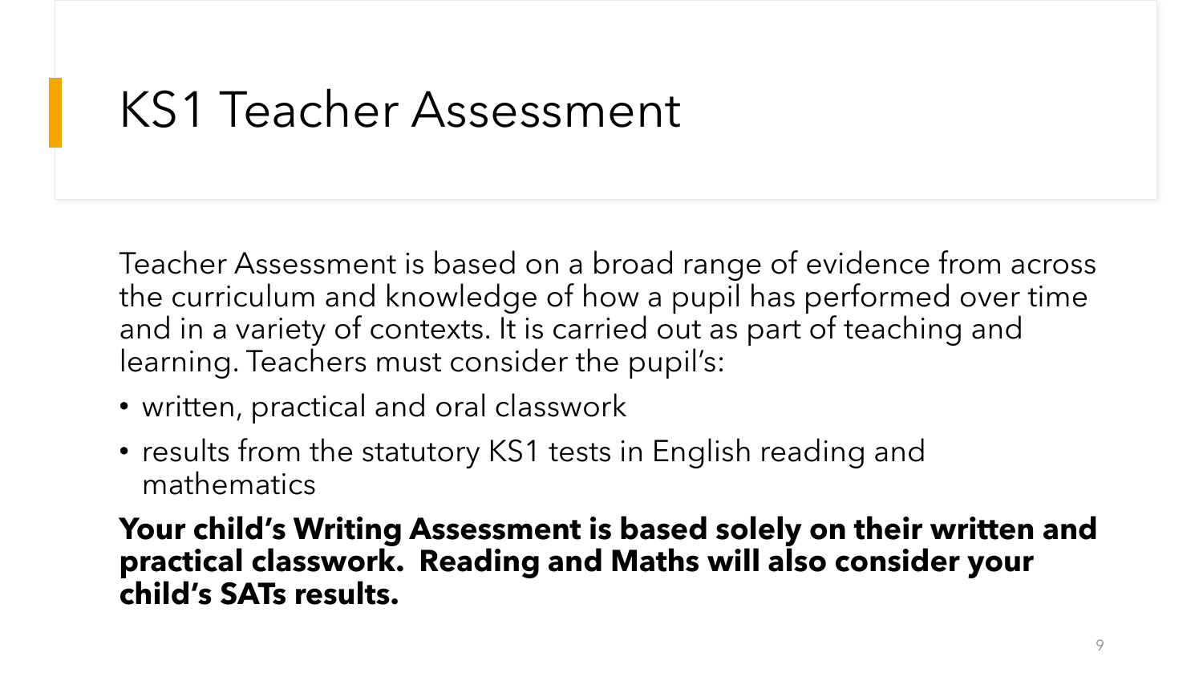# KS1 Teacher Assessment

Teacher Assessment is based on a broad range of evidence from across the curriculum and knowledge of how a pupil has performed over time and in a variety of contexts. It is carried out as part of teaching and learning. Teachers must consider the pupil's:

- written, practical and oral classwork
- results from the statutory KS1 tests in English reading and mathematics

**Your child's Writing Assessment is based solely on their written and practical classwork. Reading and Maths will also consider your child's SATs results.**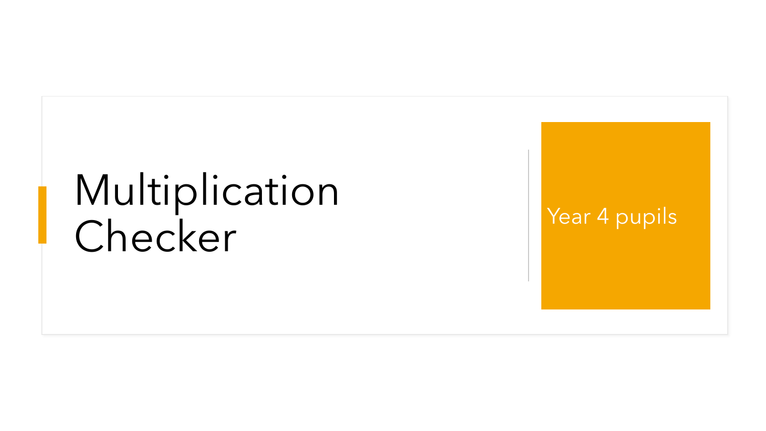# Multiplication Checker

Year 4 pupils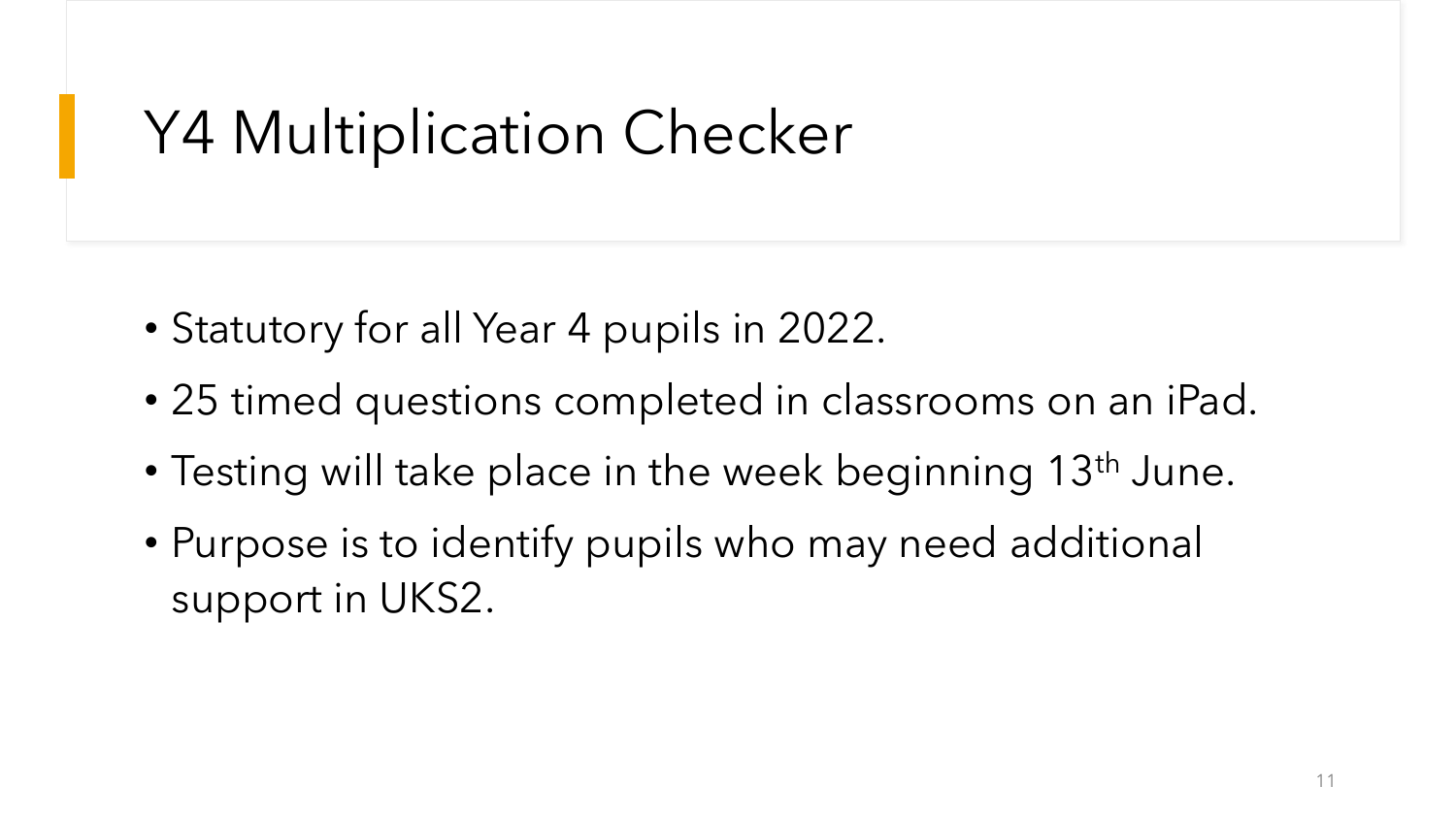# Y4 Multiplication Checker

- Statutory for all Year 4 pupils in 2022.
- 25 timed questions completed in classrooms on an iPad.
- Testing will take place in the week beginning 13th June.
- Purpose is to identify pupils who may need additional support in UKS2.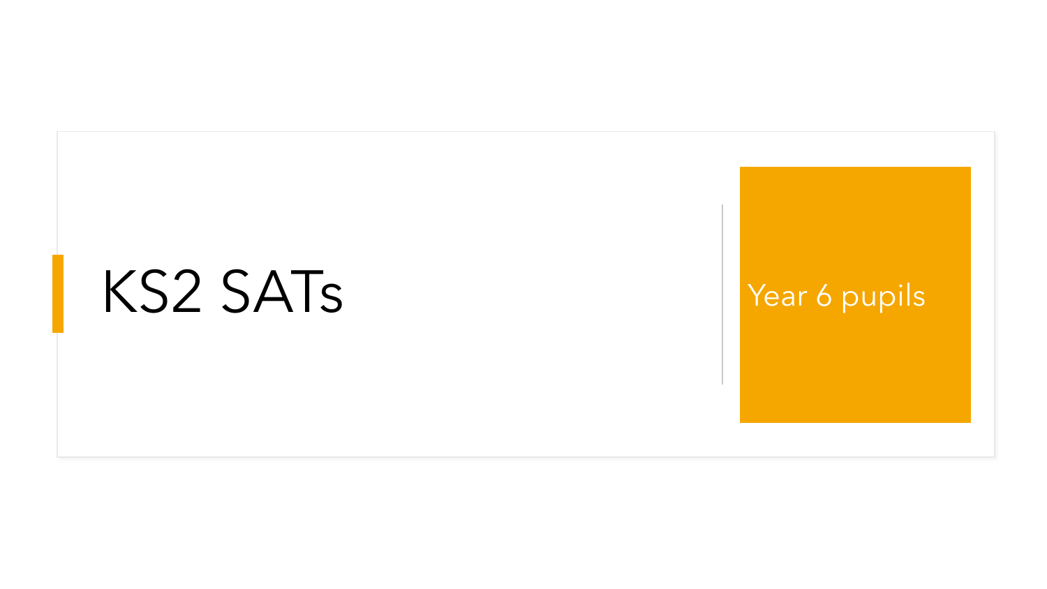# KS2 SATs

Year 6 pupils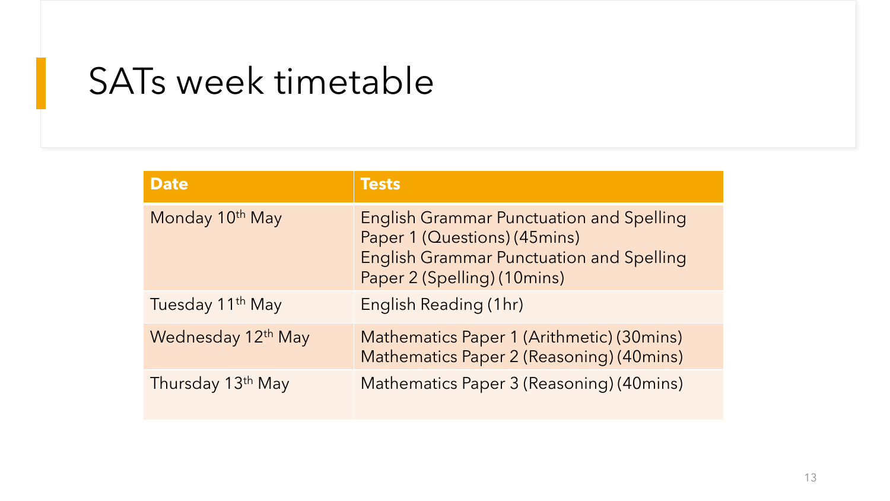# SATs week timetable

| Date | Tests |
| --- | --- |
| Monday 10th May | English Grammar Punctuation and Spelling Paper 1 (Questions) (45mins)<br>English Grammar Punctuation and Spelling Paper 2 (Spelling) (10mins) |
| Tuesday 11th May | English Reading (1hr) |
| Wednesday 12th May | Mathematics Paper 1 (Arithmetic) (30mins)<br>Mathematics Paper 2 (Reasoning) (40mins) |
| Thursday 13th May | Mathematics Paper 3 (Reasoning) (40mins) |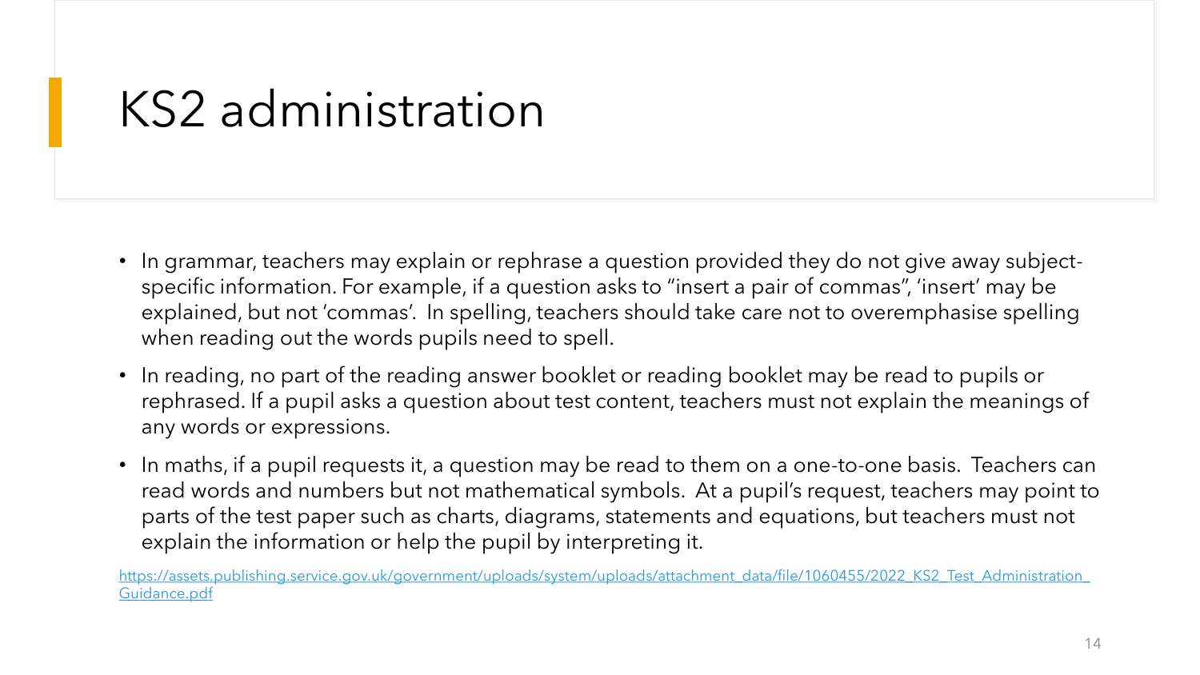# KS2 administration

- In grammar, teachers may explain or rephrase a question provided they do not give away subject-specific information. For example, if a question asks to "insert a pair of commas", 'insert' may be explained, but not 'commas'. In spelling, teachers should take care not to overemphasise spelling when reading out the words pupils need to spell.
- In reading, no part of the reading answer booklet or reading booklet may be read to pupils or rephrased. If a pupil asks a question about test content, teachers must not explain the meanings of any words or expressions.
- In maths, if a pupil requests it, a question may be read to them on a one-to-one basis. Teachers can read words and numbers but not mathematical symbols. At a pupil's request, teachers may point to parts of the test paper such as charts, diagrams, statements and equations, but teachers must not explain the information or help the pupil by interpreting it.

https://assets.publishing.service.gov.uk/government/uploads/system/uploads/attachment_data/file/1060455/2022_KS2_Test_Administration_Guidance.pdf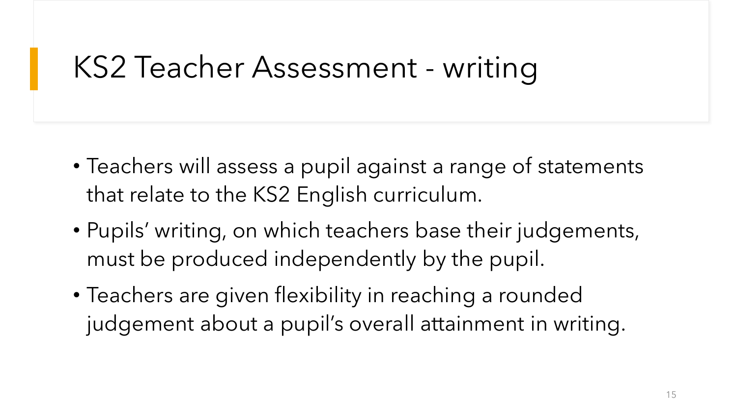# KS2 Teacher Assessment - writing

- Teachers will assess a pupil against a range of statements that relate to the KS2 English curriculum.
- Pupils' writing, on which teachers base their judgements, must be produced independently by the pupil.
- Teachers are given flexibility in reaching a rounded judgement about a pupil's overall attainment in writing.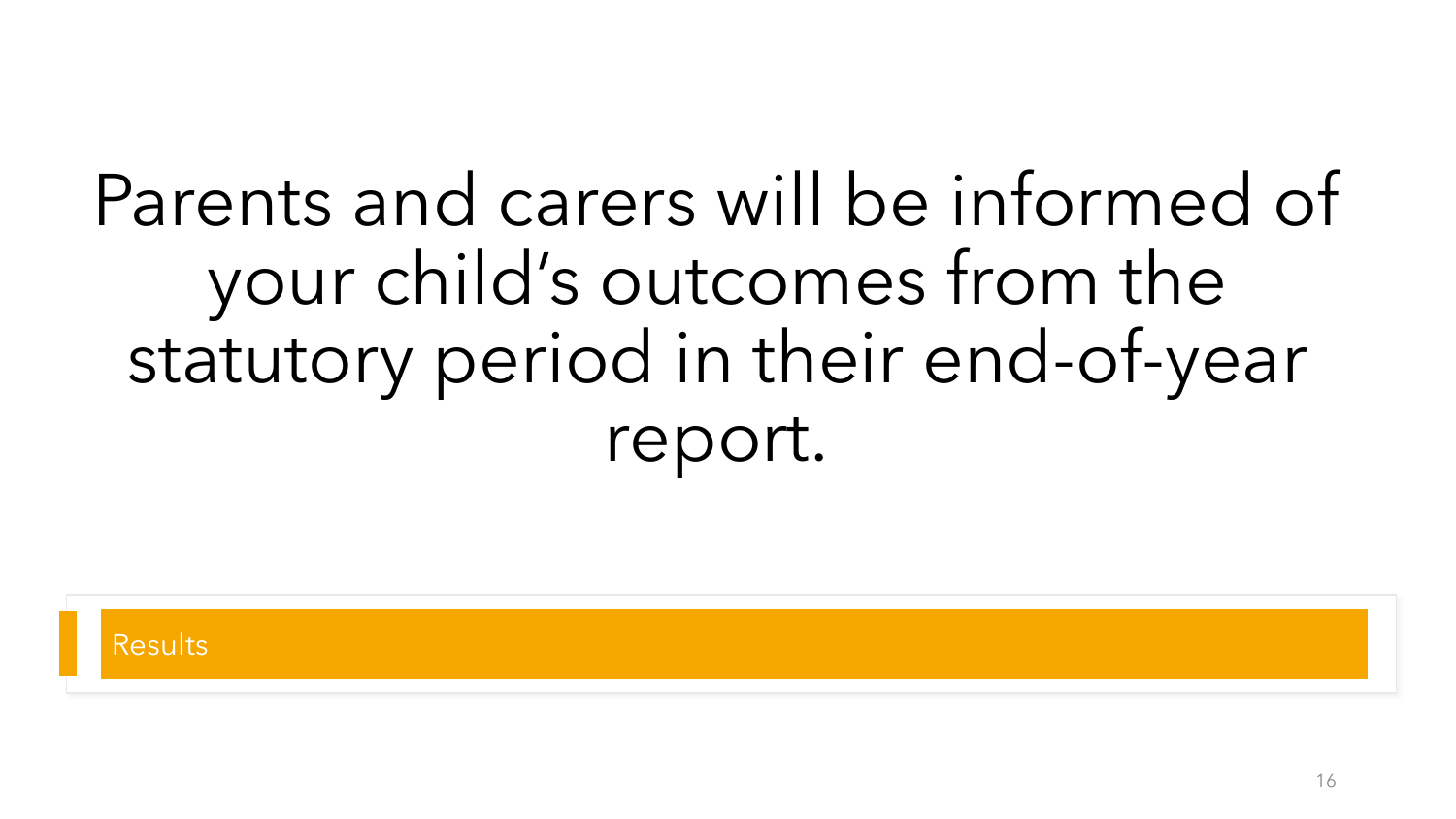Parents and carers will be informed of your child's outcomes from the statutory period in their end-of-year report.

Results